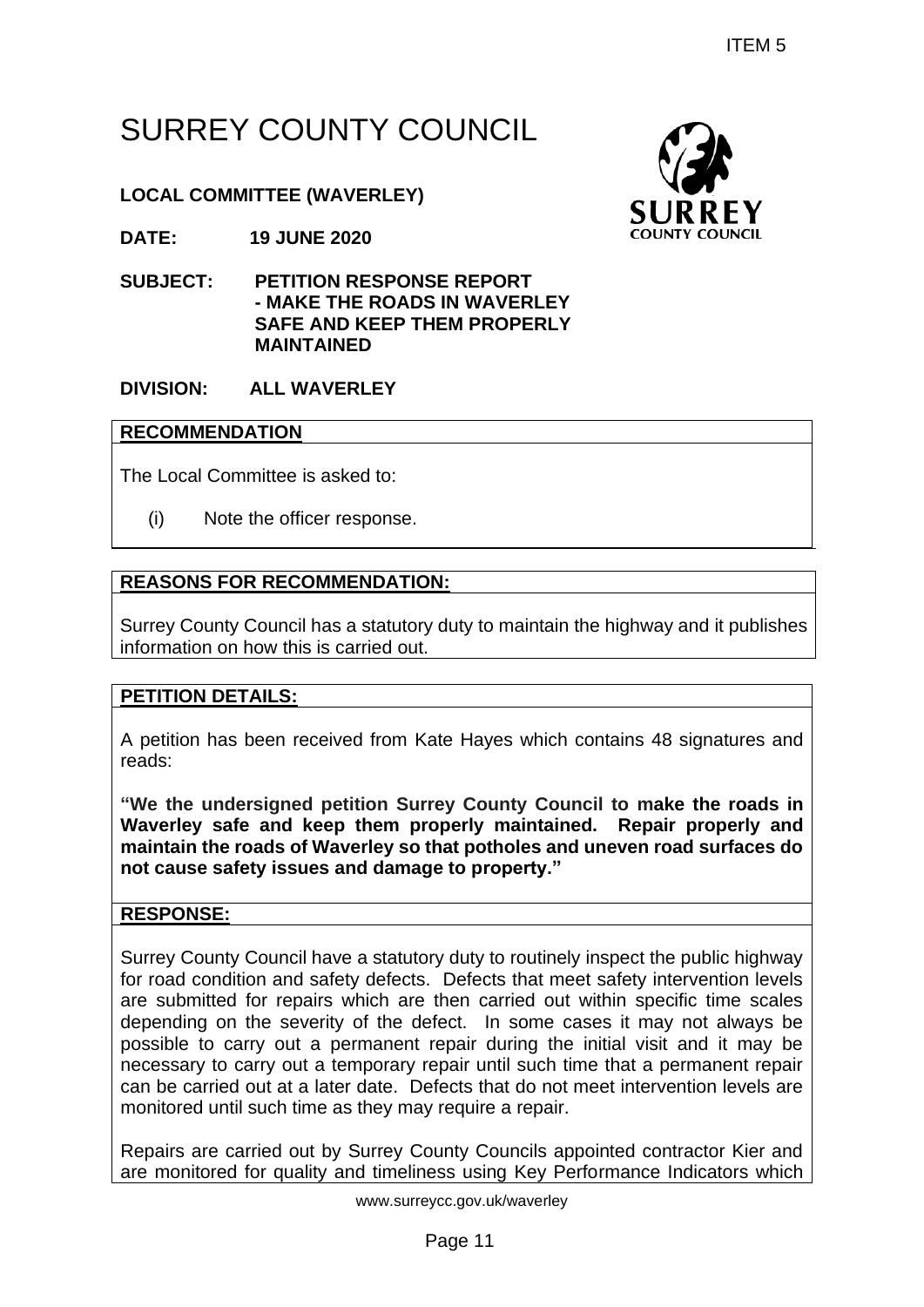ITEM 5

# SURREY COUNTY COUNCIL

**LOCAL COMMITTEE (WAVERLEY)**

**DATE:** **19 JUNE 2020**

**SUBJECT:** **PETITION RESPONSE REPORT - MAKE THE ROADS IN WAVERLEY SAFE AND KEEP THEM PROPERLY MAINTAINED**

**DIVISION:** **ALL WAVERLEY**

## RECOMMENDATION

The Local Committee is asked to:

(i) Note the officer response.

## REASONS FOR RECOMMENDATION:

Surrey County Council has a statutory duty to maintain the highway and it publishes information on how this is carried out.

## PETITION DETAILS:

A petition has been received from Kate Hayes which contains 48 signatures and reads:

**"We the undersigned petition Surrey County Council to make the roads in Waverley safe and keep them properly maintained. Repair properly and maintain the roads of Waverley so that potholes and uneven road surfaces do not cause safety issues and damage to property."**

## RESPONSE:

Surrey County Council have a statutory duty to routinely inspect the public highway for road condition and safety defects. Defects that meet safety intervention levels are submitted for repairs which are then carried out within specific time scales depending on the severity of the defect. In some cases it may not always be possible to carry out a permanent repair during the initial visit and it may be necessary to carry out a temporary repair until such time that a permanent repair can be carried out at a later date. Defects that do not meet intervention levels are monitored until such time as they may require a repair.

Repairs are carried out by Surrey County Councils appointed contractor Kier and are monitored for quality and timeliness using Key Performance Indicators which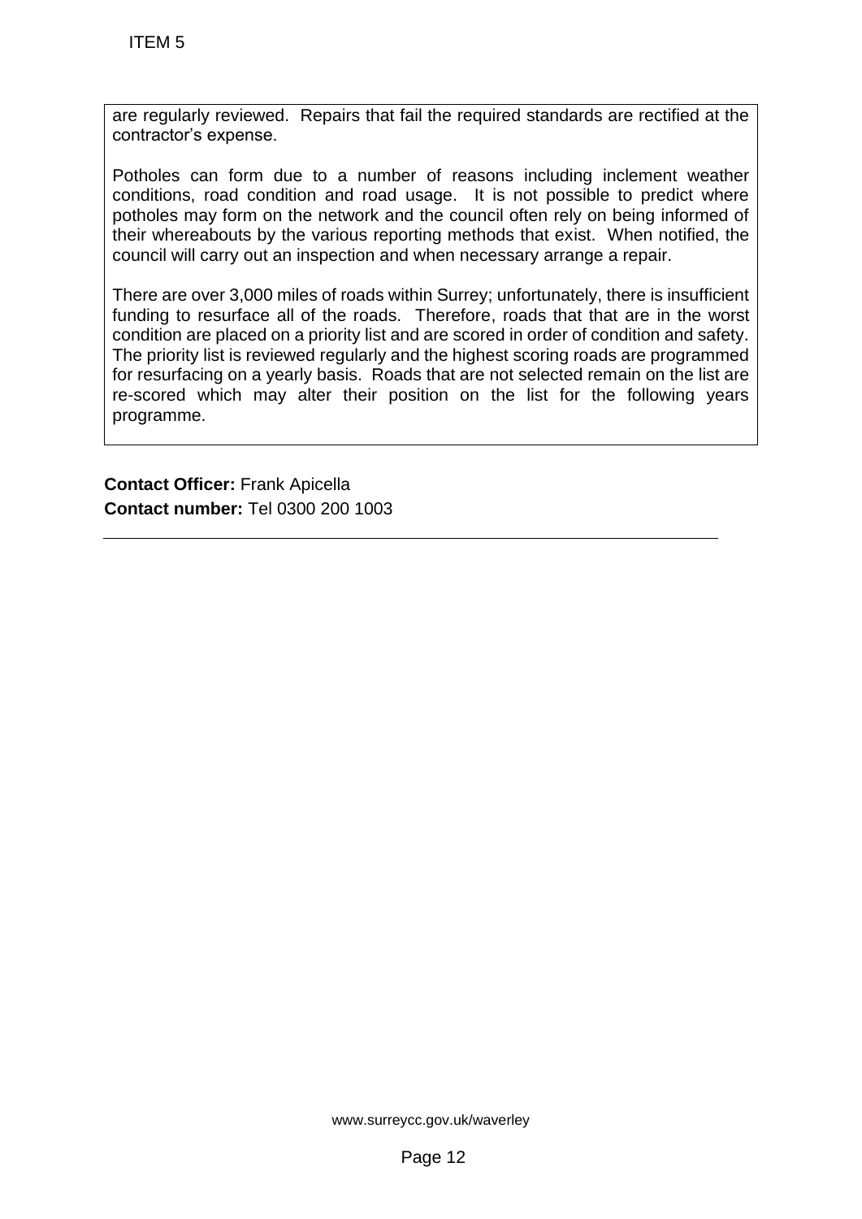are regularly reviewed. Repairs that fail the required standards are rectified at the contractor's expense.

Potholes can form due to a number of reasons including inclement weather conditions, road condition and road usage. It is not possible to predict where potholes may form on the network and the council often rely on being informed of their whereabouts by the various reporting methods that exist. When notified, the council will carry out an inspection and when necessary arrange a repair.

There are over 3,000 miles of roads within Surrey; unfortunately, there is insufficient funding to resurface all of the roads. Therefore, roads that that are in the worst condition are placed on a priority list and are scored in order of condition and safety. The priority list is reviewed regularly and the highest scoring roads are programmed for resurfacing on a yearly basis. Roads that are not selected remain on the list are re-scored which may alter their position on the list for the following years programme.

**Contact Officer:** Frank Apicella
**Contact number:** Tel 0300 200 1003